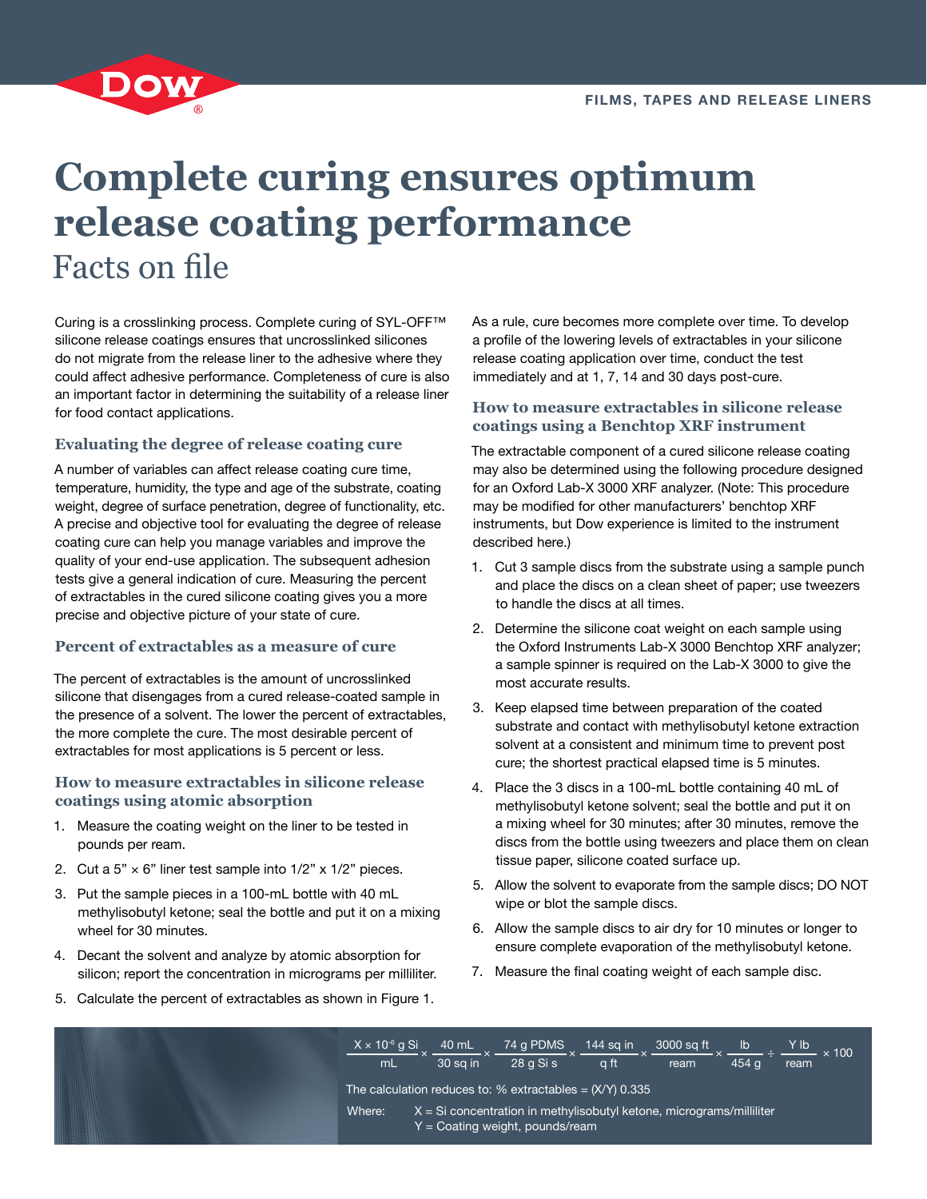FILMS, TAPES AND RELEASE LINERS

# Complete curing ensures optimum release coating performance

## Facts on file

Curing is a crosslinking process. Complete curing of SYL-OFF™ silicone release coatings ensures that uncrosslinked silicones do not migrate from the release liner to the adhesive where they could affect adhesive performance. Completeness of cure is also an important factor in determining the suitability of a release liner for food contact applications.

### Evaluating the degree of release coating cure

A number of variables can affect release coating cure time, temperature, humidity, the type and age of the substrate, coating weight, degree of surface penetration, degree of functionality, etc. A precise and objective tool for evaluating the degree of release coating cure can help you manage variables and improve the quality of your end-use application. The subsequent adhesion tests give a general indication of cure. Measuring the percent of extractables in the cured silicone coating gives you a more precise and objective picture of your state of cure.

### Percent of extractables as a measure of cure

The percent of extractables is the amount of uncrosslinked silicone that disengages from a cured release-coated sample in the presence of a solvent. The lower the percent of extractables, the more complete the cure. The most desirable percent of extractables for most applications is 5 percent or less.

### How to measure extractables in silicone release coatings using atomic absorption

1. Measure the coating weight on the liner to be tested in pounds per ream.
2. Cut a 5" × 6" liner test sample into 1/2" x 1/2" pieces.
3. Put the sample pieces in a 100-mL bottle with 40 mL methylisobutyl ketone; seal the bottle and put it on a mixing wheel for 30 minutes.
4. Decant the solvent and analyze by atomic absorption for silicon; report the concentration in micrograms per milliliter.
5. Calculate the percent of extractables as shown in Figure 1.

As a rule, cure becomes more complete over time. To develop a profile of the lowering levels of extractables in your silicone release coating application over time, conduct the test immediately and at 1, 7, 14 and 30 days post-cure.

### How to measure extractables in silicone release coatings using a Benchtop XRF instrument

The extractable component of a cured silicone release coating may also be determined using the following procedure designed for an Oxford Lab-X 3000 XRF analyzer. (Note: This procedure may be modified for other manufacturers' benchtop XRF instruments, but Dow experience is limited to the instrument described here.)

1. Cut 3 sample discs from the substrate using a sample punch and place the discs on a clean sheet of paper; use tweezers to handle the discs at all times.
2. Determine the silicone coat weight on each sample using the Oxford Instruments Lab-X 3000 Benchtop XRF analyzer; a sample spinner is required on the Lab-X 3000 to give the most accurate results.
3. Keep elapsed time between preparation of the coated substrate and contact with methylisobutyl ketone extraction solvent at a consistent and minimum time to prevent post cure; the shortest practical elapsed time is 5 minutes.
4. Place the 3 discs in a 100-mL bottle containing 40 mL of methylisobutyl ketone solvent; seal the bottle and put it on a mixing wheel for 30 minutes; after 30 minutes, remove the discs from the bottle using tweezers and place them on clean tissue paper, silicone coated surface up.
5. Allow the solvent to evaporate from the sample discs; DO NOT wipe or blot the sample discs.
6. Allow the sample discs to air dry for 10 minutes or longer to ensure complete evaporation of the methylisobutyl ketone.
7. Measure the final coating weight of each sample disc.

$$\frac{X \times 10^{-6} \text{ g Si}}{\text{mL}} \times \frac{40 \text{ mL}}{30 \text{ sq in}} \times \frac{74 \text{ g PDMS}}{28 \text{ g Si s}} \times \frac{144 \text{ sq in}}{\text{q ft}} \times \frac{3000 \text{ sq ft}}{\text{ream}} \times \frac{\text{lb}}{454 \text{ g}} \div \frac{Y \text{ lb}}{\text{ream}} \times 100$$

The calculation reduces to: % extractables = (X/Y) 0.335

Where: X = Si concentration in methylisobutyl ketone, micrograms/milliliter
Y = Coating weight, pounds/ream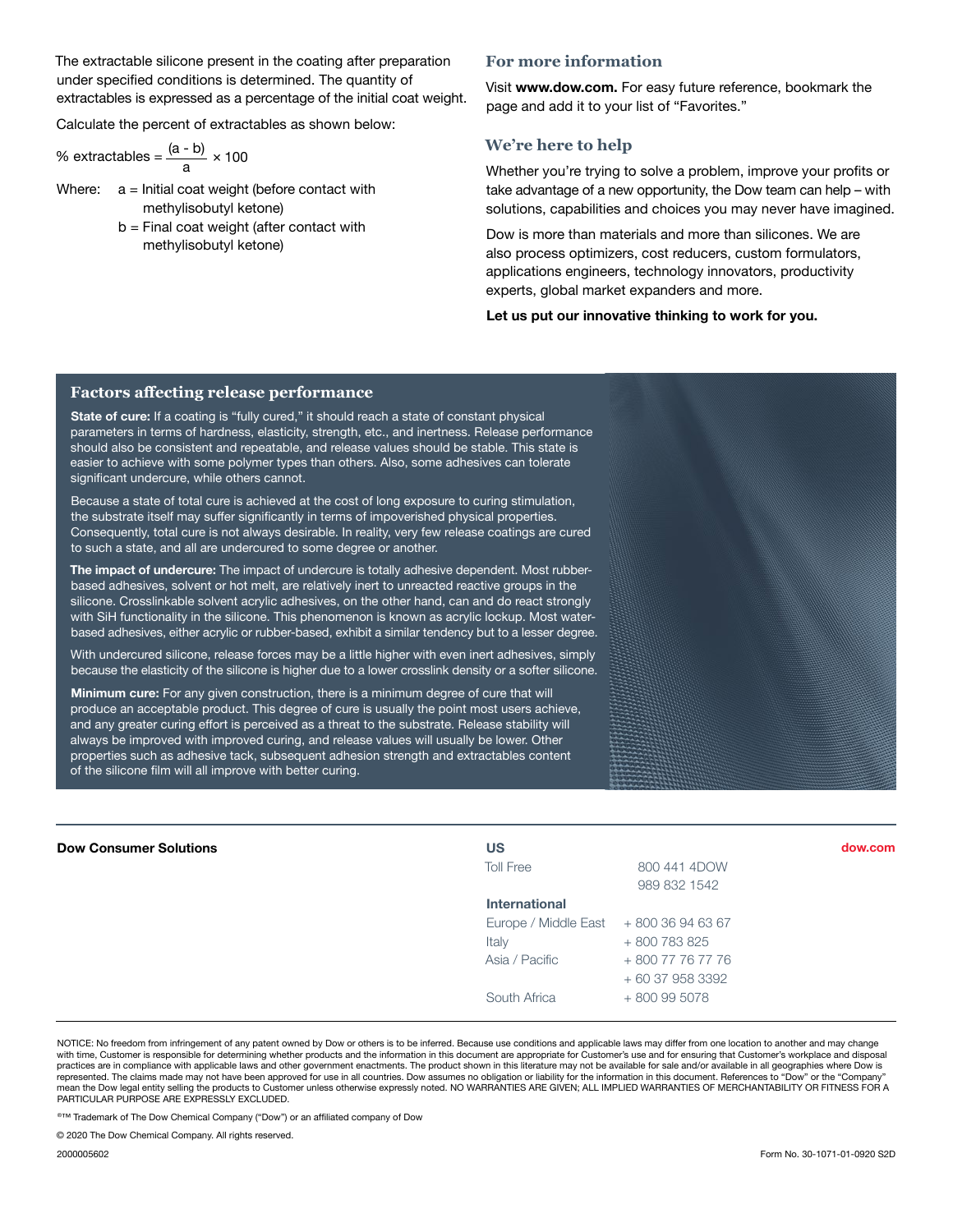The extractable silicone present in the coating after preparation under specified conditions is determined. The quantity of extractables is expressed as a percentage of the initial coat weight.

Calculate the percent of extractables as shown below:

$$\% \text{ extractables} = \frac{(a - b)}{a} \times 100$$

Where: a = Initial coat weight (before contact with methylisobutyl ketone)

b = Final coat weight (after contact with methylisobutyl ketone)

## For more information

Visit **www.dow.com.** For easy future reference, bookmark the page and add it to your list of "Favorites."

## We're here to help

Whether you're trying to solve a problem, improve your profits or take advantage of a new opportunity, the Dow team can help – with solutions, capabilities and choices you may never have imagined.

Dow is more than materials and more than silicones. We are also process optimizers, cost reducers, custom formulators, applications engineers, technology innovators, productivity experts, global market expanders and more.

**Let us put our innovative thinking to work for you.**

## Factors affecting release performance

**State of cure:** If a coating is "fully cured," it should reach a state of constant physical parameters in terms of hardness, elasticity, strength, etc., and inertness. Release performance should also be consistent and repeatable, and release values should be stable. This state is easier to achieve with some polymer types than others. Also, some adhesives can tolerate significant undercure, while others cannot.

Because a state of total cure is achieved at the cost of long exposure to curing stimulation, the substrate itself may suffer significantly in terms of impoverished physical properties. Consequently, total cure is not always desirable. In reality, very few release coatings are cured to such a state, and all are undercured to some degree or another.

**The impact of undercure:** The impact of undercure is totally adhesive dependent. Most rubber-based adhesives, solvent or hot melt, are relatively inert to unreacted reactive groups in the silicone. Crosslinkable solvent acrylic adhesives, on the other hand, can and do react strongly with SiH functionality in the silicone. This phenomenon is known as acrylic lockup. Most water-based adhesives, either acrylic or rubber-based, exhibit a similar tendency but to a lesser degree.

With undercured silicone, release forces may be a little higher with even inert adhesives, simply because the elasticity of the silicone is higher due to a lower crosslink density or a softer silicone.

**Minimum cure:** For any given construction, there is a minimum degree of cure that will produce an acceptable product. This degree of cure is usually the point most users achieve, and any greater curing effort is perceived as a threat to the substrate. Release stability will always be improved with improved curing, and release values will usually be lower. Other properties such as adhesive tack, subsequent adhesion strength and extractables content of the silicone film will all improve with better curing.

**Dow Consumer Solutions**

dow.com

**US**

| | |
|---|---|
| Toll Free | 800 441 4DOW |
| | 989 832 1542 |

**International**

| | |
|---|---|
| Europe / Middle East | + 800 36 94 63 67 |
| Italy | + 800 783 825 |
| Asia / Pacific | + 800 77 76 77 76 |
| | + 60 37 958 3392 |
| South Africa | + 800 99 5078 |

NOTICE: No freedom from infringement of any patent owned by Dow or others is to be inferred. Because use conditions and applicable laws may differ from one location to another and may change with time, Customer is responsible for determining whether products and the information in this document are appropriate for Customer's use and for ensuring that Customer's workplace and disposal practices are in compliance with applicable laws and other government enactments. The product shown in this literature may not be available for sale and/or available in all geographies where Dow is represented. The claims made may not have been approved for use in all countries. Dow assumes no obligation or liability for the information in this document. References to "Dow" or the "Company" mean the Dow legal entity selling the products to Customer unless otherwise expressly noted. NO WARRANTIES ARE GIVEN; ALL IMPLIED WARRANTIES OF MERCHANTABILITY OR FITNESS FOR A PARTICULAR PURPOSE ARE EXPRESSLY EXCLUDED.

®™ Trademark of The Dow Chemical Company ("Dow") or an affiliated company of Dow

© 2020 The Dow Chemical Company. All rights reserved.

2000005602

Form No. 30-1071-01-0920 S2D